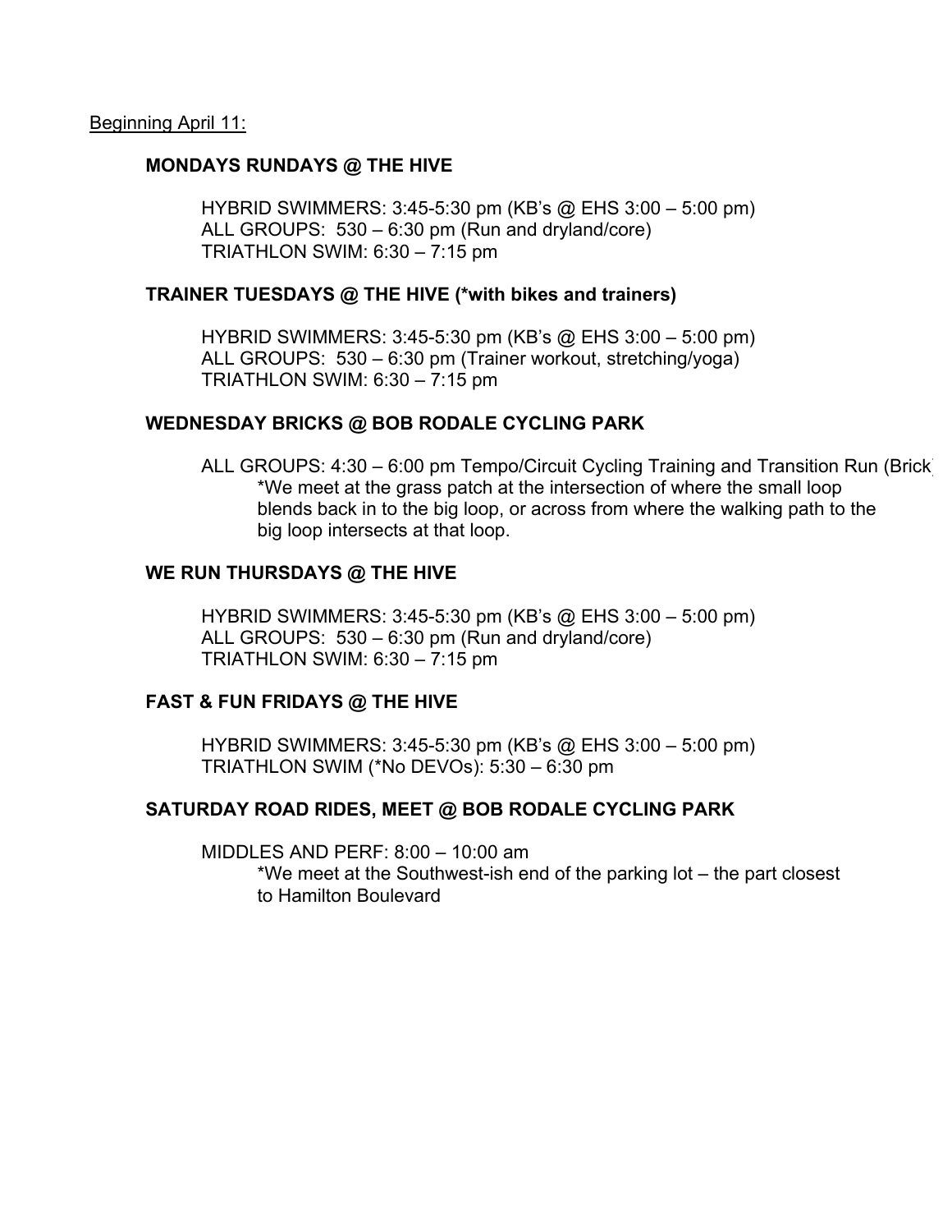<u>Beginning April 11:</u>

**MONDAYS RUNDAYS @ THE HIVE**

HYBRID SWIMMERS: 3:45-5:30 pm (KB's @ EHS 3:00 – 5:00 pm)
ALL GROUPS: 530 – 6:30 pm (Run and dryland/core)
TRIATHLON SWIM: 6:30 – 7:15 pm

**TRAINER TUESDAYS @ THE HIVE (*with bikes and trainers)**

HYBRID SWIMMERS: 3:45-5:30 pm (KB's @ EHS 3:00 – 5:00 pm)
ALL GROUPS: 530 – 6:30 pm (Trainer workout, stretching/yoga)
TRIATHLON SWIM: 6:30 – 7:15 pm

**WEDNESDAY BRICKS @ BOB RODALE CYCLING PARK**

ALL GROUPS: 4:30 – 6:00 pm Tempo/Circuit Cycling Training and Transition Run (Brick)
*We meet at the grass patch at the intersection of where the small loop blends back in to the big loop, or across from where the walking path to the big loop intersects at that loop.

**WE RUN THURSDAYS @ THE HIVE**

HYBRID SWIMMERS: 3:45-5:30 pm (KB's @ EHS 3:00 – 5:00 pm)
ALL GROUPS: 530 – 6:30 pm (Run and dryland/core)
TRIATHLON SWIM: 6:30 – 7:15 pm

**FAST & FUN FRIDAYS @ THE HIVE**

HYBRID SWIMMERS: 3:45-5:30 pm (KB's @ EHS 3:00 – 5:00 pm)
TRIATHLON SWIM (*No DEVOs): 5:30 – 6:30 pm

**SATURDAY ROAD RIDES, MEET @ BOB RODALE CYCLING PARK**

MIDDLES AND PERF: 8:00 – 10:00 am
*We meet at the Southwest-ish end of the parking lot – the part closest to Hamilton Boulevard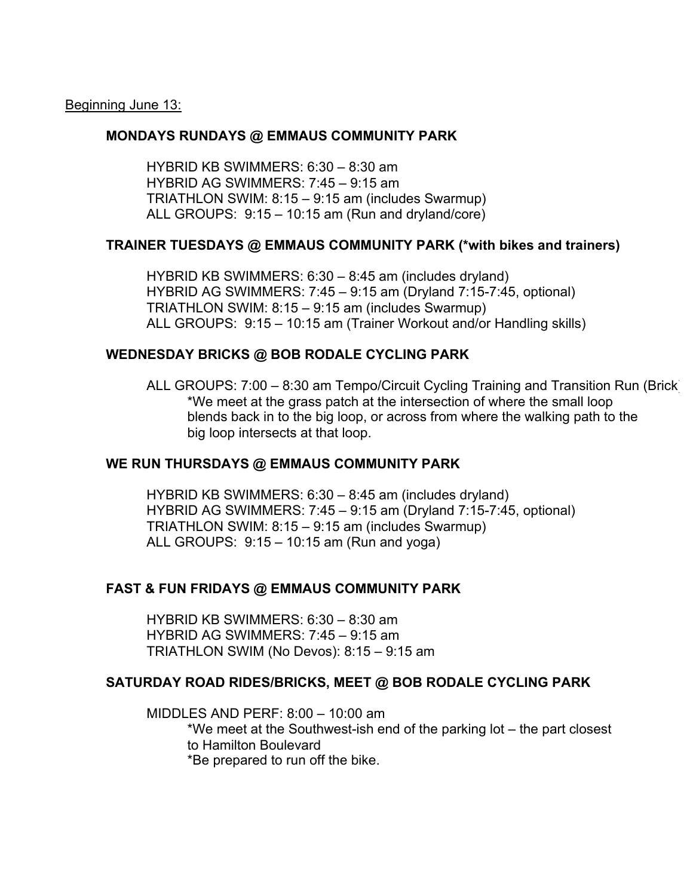Beginning June 13:

**MONDAYS RUNDAYS @ EMMAUS COMMUNITY PARK**

HYBRID KB SWIMMERS: 6:30 – 8:30 am
HYBRID AG SWIMMERS: 7:45 – 9:15 am
TRIATHLON SWIM: 8:15 – 9:15 am (includes Swarmup)
ALL GROUPS: 9:15 – 10:15 am (Run and dryland/core)

**TRAINER TUESDAYS @ EMMAUS COMMUNITY PARK (*with bikes and trainers)**

HYBRID KB SWIMMERS: 6:30 – 8:45 am (includes dryland)
HYBRID AG SWIMMERS: 7:45 – 9:15 am (Dryland 7:15-7:45, optional)
TRIATHLON SWIM: 8:15 – 9:15 am (includes Swarmup)
ALL GROUPS: 9:15 – 10:15 am (Trainer Workout and/or Handling skills)

**WEDNESDAY BRICKS @ BOB RODALE CYCLING PARK**

ALL GROUPS: 7:00 – 8:30 am Tempo/Circuit Cycling Training and Transition Run (Brick)
*We meet at the grass patch at the intersection of where the small loop blends back in to the big loop, or across from where the walking path to the big loop intersects at that loop.

**WE RUN THURSDAYS @ EMMAUS COMMUNITY PARK**

HYBRID KB SWIMMERS: 6:30 – 8:45 am (includes dryland)
HYBRID AG SWIMMERS: 7:45 – 9:15 am (Dryland 7:15-7:45, optional)
TRIATHLON SWIM: 8:15 – 9:15 am (includes Swarmup)
ALL GROUPS: 9:15 – 10:15 am (Run and yoga)

**FAST & FUN FRIDAYS @ EMMAUS COMMUNITY PARK**

HYBRID KB SWIMMERS: 6:30 – 8:30 am
HYBRID AG SWIMMERS: 7:45 – 9:15 am
TRIATHLON SWIM (No Devos): 8:15 – 9:15 am

**SATURDAY ROAD RIDES/BRICKS, MEET @ BOB RODALE CYCLING PARK**

MIDDLES AND PERF: 8:00 – 10:00 am
*We meet at the Southwest-ish end of the parking lot – the part closest to Hamilton Boulevard
*Be prepared to run off the bike.